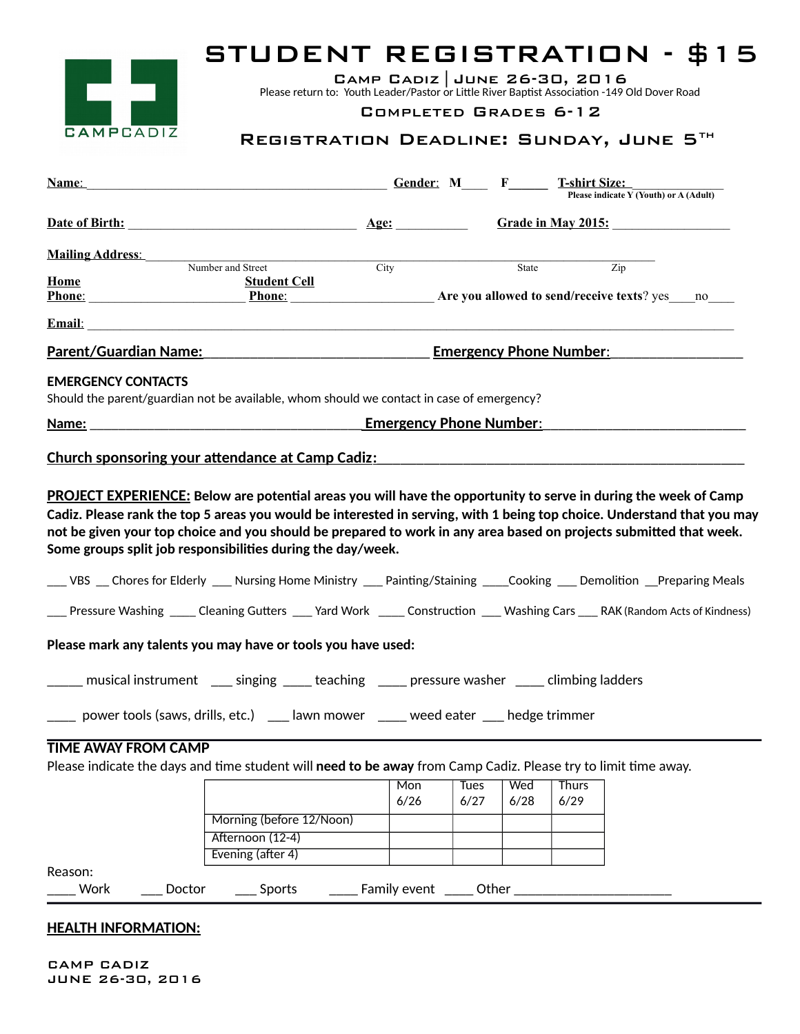# STUDENT REGISTRATION - $15

**Camp Cadiz | June 26-30, 2016**

Please return to: Youth Leader/Pastor or Little River Baptist Association -149 Old Dover Road

**Completed Grades 6-12**

## Registration Deadline: Sunday, June 5th

**Name**: ______________________________________________ **Gender**: M____ F______ **T-shirt Size:** ______________
Please indicate Y (Youth) or A (Adult)

**Date of Birth:** ___________________________________ **Age:** ___________ **Grade in May 2015:** _________________

**Mailing Address**: ____________________________________________________________________________________
Number and Street — City — State — Zip

**Home Phone**: _______________________ **Student Cell Phone**: _____________________ **Are you allowed to send/receive texts**? yes____no____

**Email**: _____________________________________________________________________________________________

**Parent/Guardian Name:** ________________________________ **Emergency Phone Number**: __________________

**EMERGENCY CONTACTS**

Should the parent/guardian not be available, whom should we contact in case of emergency?

**Name:** _______________________________________ **Emergency Phone Number**: ____________________________

**Church sponsoring your attendance at Camp Cadiz:** _____________________________________________________

**PROJECT EXPERIENCE: Below are potential areas you will have the opportunity to serve in during the week of Camp Cadiz. Please rank the top 5 areas you would be interested in serving, with 1 being top choice. Understand that you may not be given your top choice and you should be prepared to work in any area based on projects submitted that week. Some groups split job responsibilities during the day/week.**

___ VBS __ Chores for Elderly ___ Nursing Home Ministry ___ Painting/Staining ____Cooking ___ Demolition __Preparing Meals

___ Pressure Washing ____ Cleaning Gutters ___ Yard Work ____ Construction ___ Washing Cars ___ RAK (Random Acts of Kindness)

**Please mark any talents you may have or tools you have used:**

_____ musical instrument ___ singing ____ teaching ____ pressure washer ____ climbing ladders

____ power tools (saws, drills, etc.) ___ lawn mower ____ weed eater ___ hedge trimmer

**TIME AWAY FROM CAMP**

Please indicate the days and time student will **need to be away** from Camp Cadiz. Please try to limit time away.

| | Mon 6/26 | Tues 6/27 | Wed 6/28 | Thurs 6/29 |
|---|---|---|---|---|
| Morning (before 12/Noon) | | | | |
| Afternoon (12-4) | | | | |
| Evening (after 4) | | | | |

Reason:
____ Work ___ Doctor ___ Sports ____ Family event ____ Other ______________________

**HEALTH INFORMATION:**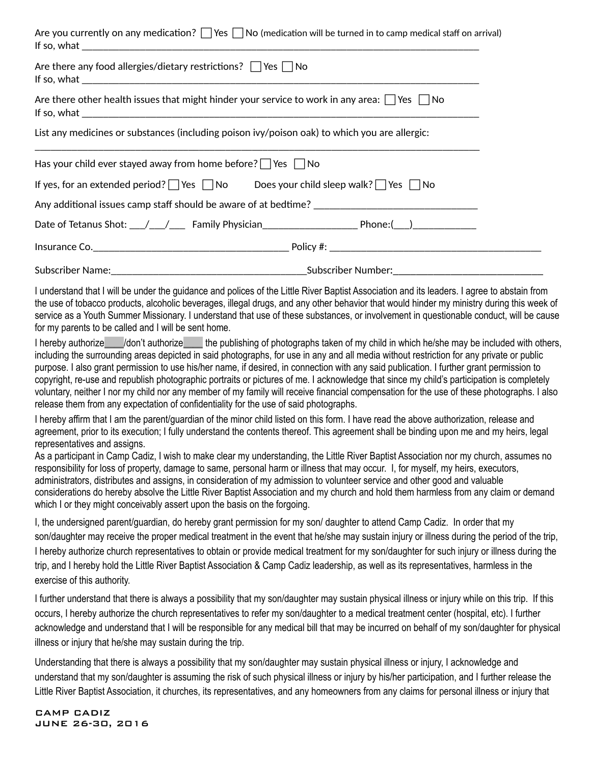Are you currently on any medication? ☐ Yes ☐ No (medication will be turned in to camp medical staff on arrival)
If so, what ___________________________________________________________________________

Are there any food allergies/dietary restrictions? ☐ Yes ☐ No
If so, what ___________________________________________________________________________

Are there other health issues that might hinder your service to work in any area: ☐ Yes ☐ No
If so, what ___________________________________________________________________________

List any medicines or substances (including poison ivy/poison oak) to which you are allergic:
_______________________________________________________________________________________

Has your child ever stayed away from home before? ☐ Yes ☐ No

If yes, for an extended period? ☐ Yes ☐ No    Does your child sleep walk? ☐ Yes ☐ No

Any additional issues camp staff should be aware of at bedtime? _______________________________

Date of Tetanus Shot: ___/___/___  Family Physician__________________ Phone:(___)____________

Insurance Co.______________________________________ Policy #: _________________________________________

Subscriber Name:______________________________________Subscriber Number:_____________________________

I understand that I will be under the guidance and polices of the Little River Baptist Association and its leaders. I agree to abstain from the use of tobacco products, alcoholic beverages, illegal drugs, and any other behavior that would hinder my ministry during this week of service as a Youth Summer Missionary. I understand that use of these substances, or involvement in questionable conduct, will be cause for my parents to be called and I will be sent home.

I hereby authorize____/don't authorize____ the publishing of photographs taken of my child in which he/she may be included with others, including the surrounding areas depicted in said photographs, for use in any and all media without restriction for any private or public purpose. I also grant permission to use his/her name, if desired, in connection with any said publication. I further grant permission to copyright, re-use and republish photographic portraits or pictures of me. I acknowledge that since my child's participation is completely voluntary, neither I nor my child nor any member of my family will receive financial compensation for the use of these photographs. I also release them from any expectation of confidentiality for the use of said photographs.

I hereby affirm that I am the parent/guardian of the minor child listed on this form. I have read the above authorization, release and agreement, prior to its execution; I fully understand the contents thereof. This agreement shall be binding upon me and my heirs, legal representatives and assigns.
As a participant in Camp Cadiz, I wish to make clear my understanding, the Little River Baptist Association nor my church, assumes no responsibility for loss of property, damage to same, personal harm or illness that may occur. I, for myself, my heirs, executors, administrators, distributes and assigns, in consideration of my admission to volunteer service and other good and valuable considerations do hereby absolve the Little River Baptist Association and my church and hold them harmless from any claim or demand which I or they might conceivably assert upon the basis on the forgoing.

I, the undersigned parent/guardian, do hereby grant permission for my son/ daughter to attend Camp Cadiz. In order that my son/daughter may receive the proper medical treatment in the event that he/she may sustain injury or illness during the period of the trip, I hereby authorize church representatives to obtain or provide medical treatment for my son/daughter for such injury or illness during the trip, and I hereby hold the Little River Baptist Association & Camp Cadiz leadership, as well as its representatives, harmless in the exercise of this authority.

I further understand that there is always a possibility that my son/daughter may sustain physical illness or injury while on this trip. If this occurs, I hereby authorize the church representatives to refer my son/daughter to a medical treatment center (hospital, etc). I further acknowledge and understand that I will be responsible for any medical bill that may be incurred on behalf of my son/daughter for physical illness or injury that he/she may sustain during the trip.

Understanding that there is always a possibility that my son/daughter may sustain physical illness or injury, I acknowledge and understand that my son/daughter is assuming the risk of such physical illness or injury by his/her participation, and I further release the Little River Baptist Association, it churches, its representatives, and any homeowners from any claims for personal illness or injury that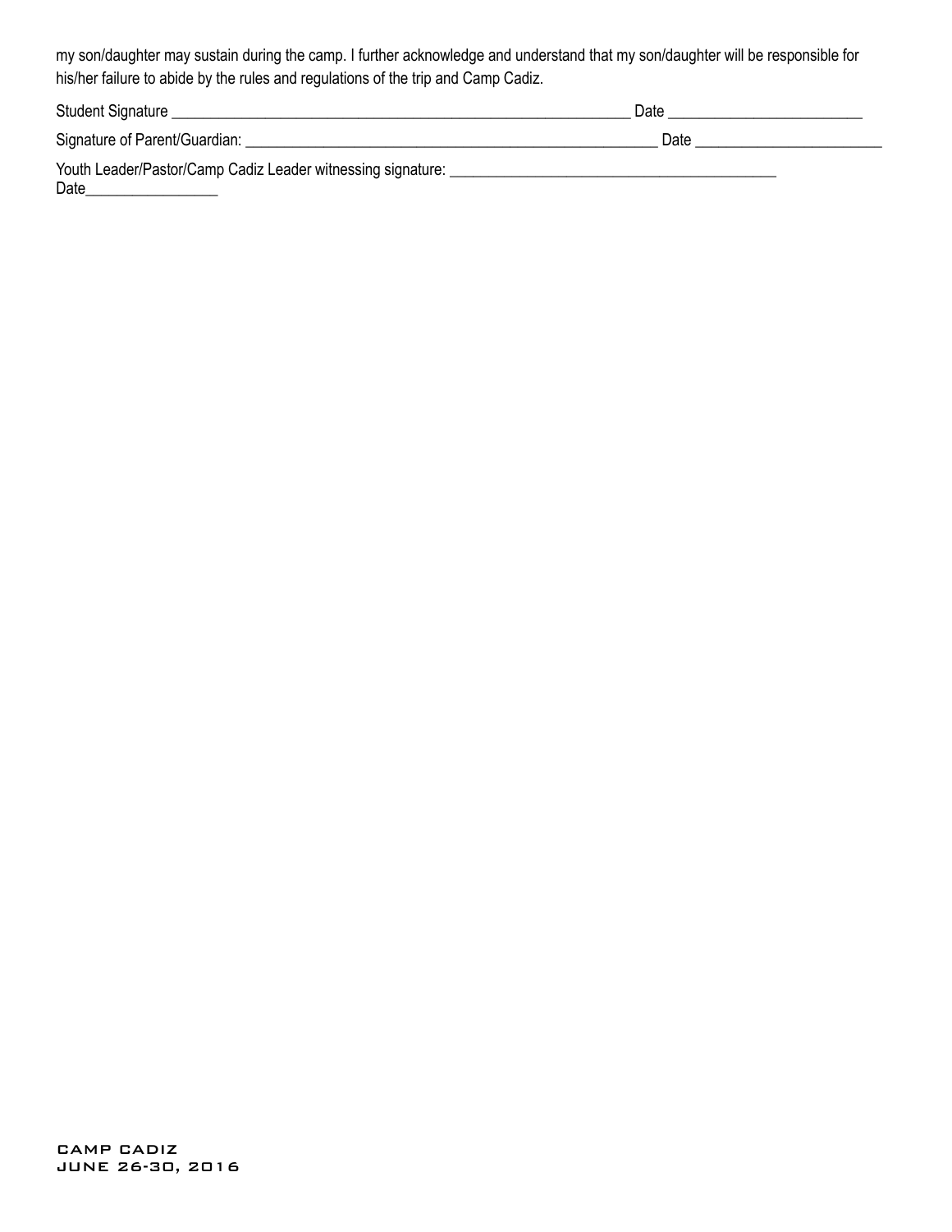my son/daughter may sustain during the camp. I further acknowledge and understand that my son/daughter will be responsible for his/her failure to abide by the rules and regulations of the trip and Camp Cadiz.

Student Signature _______________________________________________________________ Date _________________________

Signature of Parent/Guardian: ________________________________________________________ Date ________________________

Youth Leader/Pastor/Camp Cadiz Leader witnessing signature: ___________________________________________ Date_________________